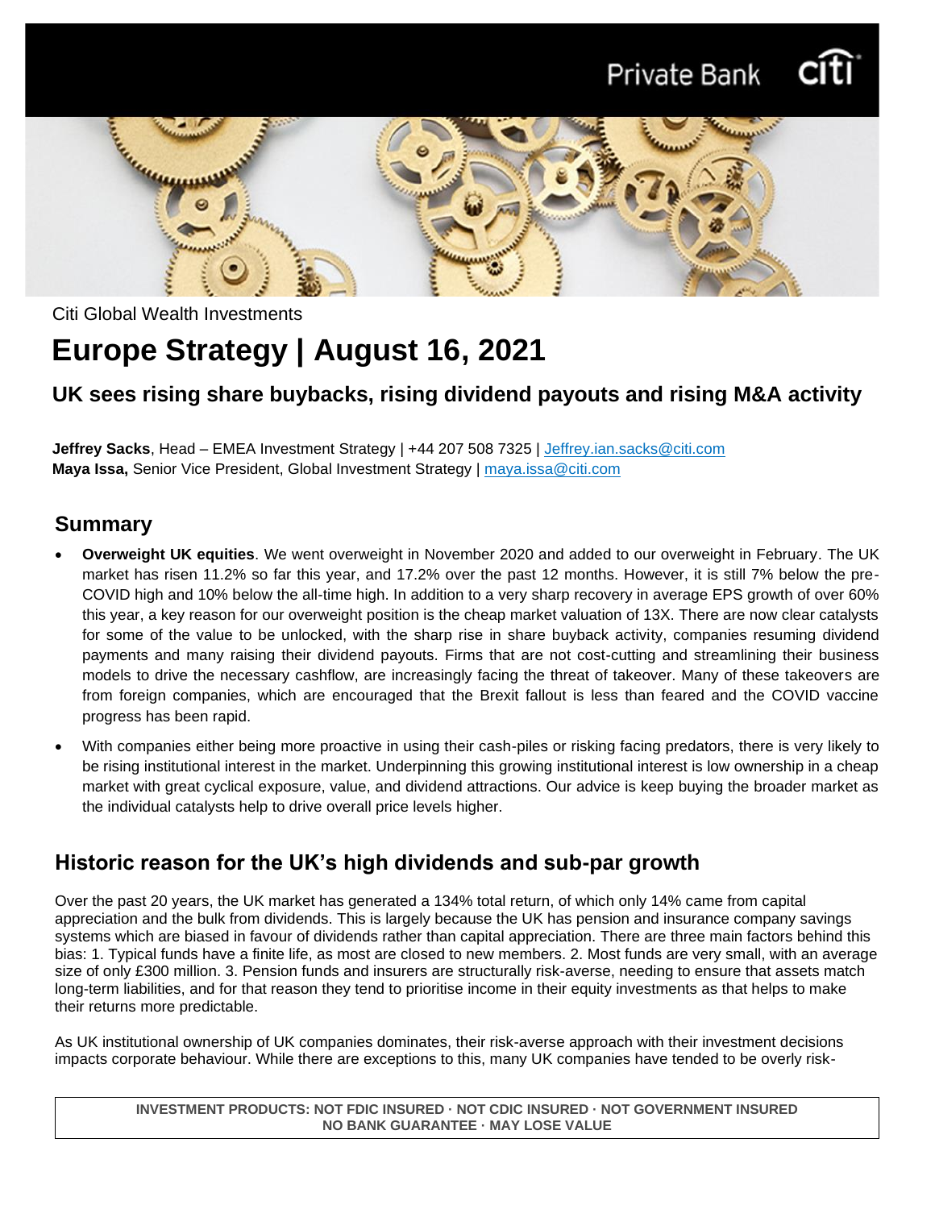Citi Global Wealth Investments

# Europe Strategy | August 16, 2021

## UK sees rising share buybacks, rising dividend payouts and rising M&A activity

**Jeffrey Sacks**, Head – EMEA Investment Strategy | +44 207 508 7325 | Jeffrey.ian.sacks@citi.com
**Maya Issa,** Senior Vice President, Global Investment Strategy | maya.issa@citi.com

## Summary

- **Overweight UK equities**. We went overweight in November 2020 and added to our overweight in February. The UK market has risen 11.2% so far this year, and 17.2% over the past 12 months. However, it is still 7% below the pre-COVID high and 10% below the all-time high. In addition to a very sharp recovery in average EPS growth of over 60% this year, a key reason for our overweight position is the cheap market valuation of 13X. There are now clear catalysts for some of the value to be unlocked, with the sharp rise in share buyback activity, companies resuming dividend payments and many raising their dividend payouts. Firms that are not cost-cutting and streamlining their business models to drive the necessary cashflow, are increasingly facing the threat of takeover. Many of these takeovers are from foreign companies, which are encouraged that the Brexit fallout is less than feared and the COVID vaccine progress has been rapid.
- With companies either being more proactive in using their cash-piles or risking facing predators, there is very likely to be rising institutional interest in the market. Underpinning this growing institutional interest is low ownership in a cheap market with great cyclical exposure, value, and dividend attractions. Our advice is keep buying the broader market as the individual catalysts help to drive overall price levels higher.

## Historic reason for the UK's high dividends and sub-par growth

Over the past 20 years, the UK market has generated a 134% total return, of which only 14% came from capital appreciation and the bulk from dividends. This is largely because the UK has pension and insurance company savings systems which are biased in favour of dividends rather than capital appreciation. There are three main factors behind this bias: 1. Typical funds have a finite life, as most are closed to new members. 2. Most funds are very small, with an average size of only £300 million. 3. Pension funds and insurers are structurally risk-averse, needing to ensure that assets match long-term liabilities, and for that reason they tend to prioritise income in their equity investments as that helps to make their returns more predictable.

As UK institutional ownership of UK companies dominates, their risk-averse approach with their investment decisions impacts corporate behaviour. While there are exceptions to this, many UK companies have tended to be overly risk-

**INVESTMENT PRODUCTS: NOT FDIC INSURED · NOT CDIC INSURED · NOT GOVERNMENT INSURED**
**NO BANK GUARANTEE · MAY LOSE VALUE**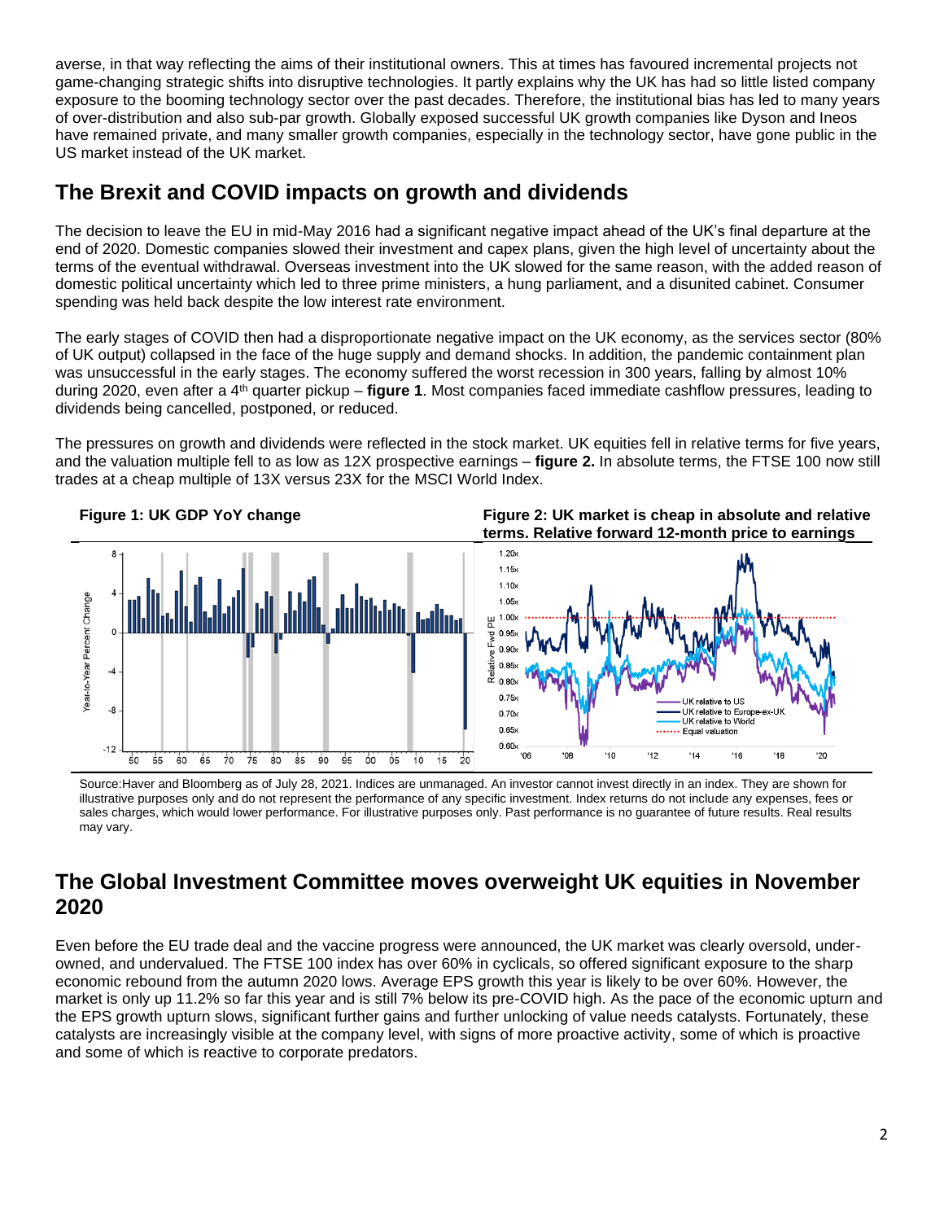averse, in that way reflecting the aims of their institutional owners. This at times has favoured incremental projects not game-changing strategic shifts into disruptive technologies. It partly explains why the UK has had so little listed company exposure to the booming technology sector over the past decades. Therefore, the institutional bias has led to many years of over-distribution and also sub-par growth. Globally exposed successful UK growth companies like Dyson and Ineos have remained private, and many smaller growth companies, especially in the technology sector, have gone public in the US market instead of the UK market.

## The Brexit and COVID impacts on growth and dividends

The decision to leave the EU in mid-May 2016 had a significant negative impact ahead of the UK's final departure at the end of 2020. Domestic companies slowed their investment and capex plans, given the high level of uncertainty about the terms of the eventual withdrawal. Overseas investment into the UK slowed for the same reason, with the added reason of domestic political uncertainty which led to three prime ministers, a hung parliament, and a disunited cabinet. Consumer spending was held back despite the low interest rate environment.

The early stages of COVID then had a disproportionate negative impact on the UK economy, as the services sector (80% of UK output) collapsed in the face of the huge supply and demand shocks. In addition, the pandemic containment plan was unsuccessful in the early stages. The economy suffered the worst recession in 300 years, falling by almost 10% during 2020, even after a 4th quarter pickup – **figure 1**. Most companies faced immediate cashflow pressures, leading to dividends being cancelled, postponed, or reduced.

The pressures on growth and dividends were reflected in the stock market. UK equities fell in relative terms for five years, and the valuation multiple fell to as low as 12X prospective earnings – **figure 2.** In absolute terms, the FTSE 100 now still trades at a cheap multiple of 13X versus 23X for the MSCI World Index.

**Figure 1: UK GDP YoY change**

**Figure 2: UK market is cheap in absolute and relative terms. Relative forward 12-month price to earnings**

Source:Haver and Bloomberg as of July 28, 2021. Indices are unmanaged. An investor cannot invest directly in an index. They are shown for illustrative purposes only and do not represent the performance of any specific investment. Index returns do not include any expenses, fees or sales charges, which would lower performance. For illustrative purposes only. Past performance is no guarantee of future results. Real results may vary.

## The Global Investment Committee moves overweight UK equities in November 2020

Even before the EU trade deal and the vaccine progress were announced, the UK market was clearly oversold, under-owned, and undervalued. The FTSE 100 index has over 60% in cyclicals, so offered significant exposure to the sharp economic rebound from the autumn 2020 lows. Average EPS growth this year is likely to be over 60%. However, the market is only up 11.2% so far this year and is still 7% below its pre-COVID high. As the pace of the economic upturn and the EPS growth upturn slows, significant further gains and further unlocking of value needs catalysts. Fortunately, these catalysts are increasingly visible at the company level, with signs of more proactive activity, some of which is proactive and some of which is reactive to corporate predators.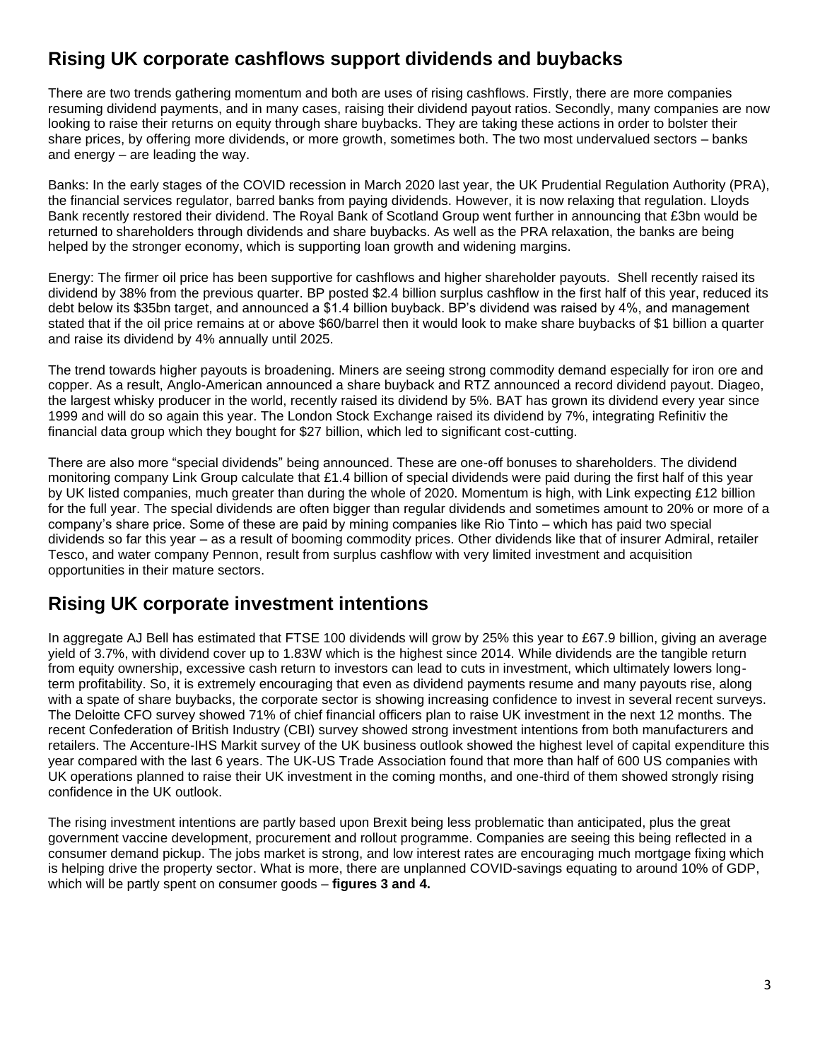## Rising UK corporate cashflows support dividends and buybacks

There are two trends gathering momentum and both are uses of rising cashflows. Firstly, there are more companies resuming dividend payments, and in many cases, raising their dividend payout ratios. Secondly, many companies are now looking to raise their returns on equity through share buybacks. They are taking these actions in order to bolster their share prices, by offering more dividends, or more growth, sometimes both. The two most undervalued sectors – banks and energy – are leading the way.

Banks: In the early stages of the COVID recession in March 2020 last year, the UK Prudential Regulation Authority (PRA), the financial services regulator, barred banks from paying dividends. However, it is now relaxing that regulation. Lloyds Bank recently restored their dividend. The Royal Bank of Scotland Group went further in announcing that £3bn would be returned to shareholders through dividends and share buybacks. As well as the PRA relaxation, the banks are being helped by the stronger economy, which is supporting loan growth and widening margins.

Energy: The firmer oil price has been supportive for cashflows and higher shareholder payouts. Shell recently raised its dividend by 38% from the previous quarter. BP posted $2.4 billion surplus cashflow in the first half of this year, reduced its debt below its $35bn target, and announced a $1.4 billion buyback. BP's dividend was raised by 4%, and management stated that if the oil price remains at or above $60/barrel then it would look to make share buybacks of $1 billion a quarter and raise its dividend by 4% annually until 2025.

The trend towards higher payouts is broadening. Miners are seeing strong commodity demand especially for iron ore and copper. As a result, Anglo-American announced a share buyback and RTZ announced a record dividend payout. Diageo, the largest whisky producer in the world, recently raised its dividend by 5%. BAT has grown its dividend every year since 1999 and will do so again this year. The London Stock Exchange raised its dividend by 7%, integrating Refinitiv the financial data group which they bought for $27 billion, which led to significant cost-cutting.

There are also more "special dividends" being announced. These are one-off bonuses to shareholders. The dividend monitoring company Link Group calculate that £1.4 billion of special dividends were paid during the first half of this year by UK listed companies, much greater than during the whole of 2020. Momentum is high, with Link expecting £12 billion for the full year. The special dividends are often bigger than regular dividends and sometimes amount to 20% or more of a company's share price. Some of these are paid by mining companies like Rio Tinto – which has paid two special dividends so far this year – as a result of booming commodity prices. Other dividends like that of insurer Admiral, retailer Tesco, and water company Pennon, result from surplus cashflow with very limited investment and acquisition opportunities in their mature sectors.

## Rising UK corporate investment intentions

In aggregate AJ Bell has estimated that FTSE 100 dividends will grow by 25% this year to £67.9 billion, giving an average yield of 3.7%, with dividend cover up to 1.83W which is the highest since 2014. While dividends are the tangible return from equity ownership, excessive cash return to investors can lead to cuts in investment, which ultimately lowers long-term profitability. So, it is extremely encouraging that even as dividend payments resume and many payouts rise, along with a spate of share buybacks, the corporate sector is showing increasing confidence to invest in several recent surveys. The Deloitte CFO survey showed 71% of chief financial officers plan to raise UK investment in the next 12 months. The recent Confederation of British Industry (CBI) survey showed strong investment intentions from both manufacturers and retailers. The Accenture-IHS Markit survey of the UK business outlook showed the highest level of capital expenditure this year compared with the last 6 years. The UK-US Trade Association found that more than half of 600 US companies with UK operations planned to raise their UK investment in the coming months, and one-third of them showed strongly rising confidence in the UK outlook.

The rising investment intentions are partly based upon Brexit being less problematic than anticipated, plus the great government vaccine development, procurement and rollout programme. Companies are seeing this being reflected in a consumer demand pickup. The jobs market is strong, and low interest rates are encouraging much mortgage fixing which is helping drive the property sector. What is more, there are unplanned COVID-savings equating to around 10% of GDP, which will be partly spent on consumer goods – **figures 3 and 4.**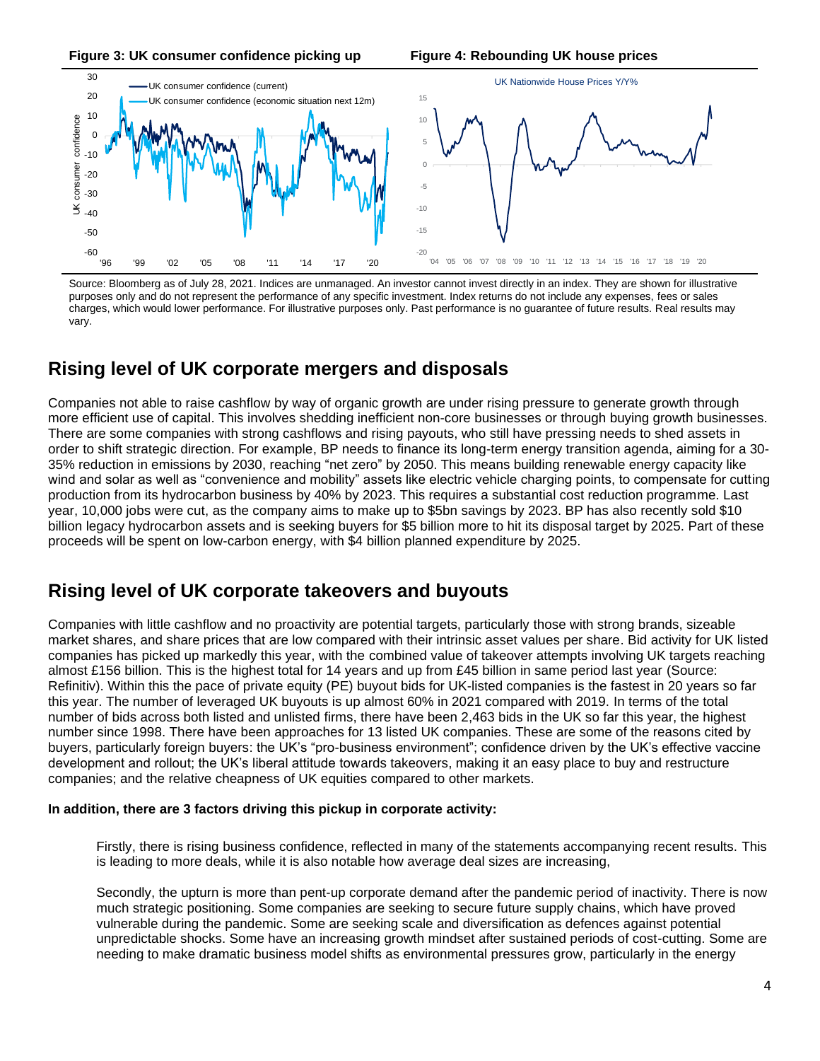**Figure 3: UK consumer confidence picking up**

**Figure 4: Rebounding UK house prices**

Source: Bloomberg as of July 28, 2021. Indices are unmanaged. An investor cannot invest directly in an index. They are shown for illustrative purposes only and do not represent the performance of any specific investment. Index returns do not include any expenses, fees or sales charges, which would lower performance. For illustrative purposes only. Past performance is no guarantee of future results. Real results may vary.

## Rising level of UK corporate mergers and disposals

Companies not able to raise cashflow by way of organic growth are under rising pressure to generate growth through more efficient use of capital. This involves shedding inefficient non-core businesses or through buying growth businesses. There are some companies with strong cashflows and rising payouts, who still have pressing needs to shed assets in order to shift strategic direction. For example, BP needs to finance its long-term energy transition agenda, aiming for a 30-35% reduction in emissions by 2030, reaching "net zero" by 2050. This means building renewable energy capacity like wind and solar as well as "convenience and mobility" assets like electric vehicle charging points, to compensate for cutting production from its hydrocarbon business by 40% by 2023. This requires a substantial cost reduction programme. Last year, 10,000 jobs were cut, as the company aims to make up to $5bn savings by 2023. BP has also recently sold $10 billion legacy hydrocarbon assets and is seeking buyers for $5 billion more to hit its disposal target by 2025. Part of these proceeds will be spent on low-carbon energy, with $4 billion planned expenditure by 2025.

## Rising level of UK corporate takeovers and buyouts

Companies with little cashflow and no proactivity are potential targets, particularly those with strong brands, sizeable market shares, and share prices that are low compared with their intrinsic asset values per share. Bid activity for UK listed companies has picked up markedly this year, with the combined value of takeover attempts involving UK targets reaching almost £156 billion. This is the highest total for 14 years and up from £45 billion in same period last year (Source: Refinitiv). Within this the pace of private equity (PE) buyout bids for UK-listed companies is the fastest in 20 years so far this year. The number of leveraged UK buyouts is up almost 60% in 2021 compared with 2019. In terms of the total number of bids across both listed and unlisted firms, there have been 2,463 bids in the UK so far this year, the highest number since 1998. There have been approaches for 13 listed UK companies. These are some of the reasons cited by buyers, particularly foreign buyers: the UK's "pro-business environment"; confidence driven by the UK's effective vaccine development and rollout; the UK's liberal attitude towards takeovers, making it an easy place to buy and restructure companies; and the relative cheapness of UK equities compared to other markets.

**In addition, there are 3 factors driving this pickup in corporate activity:**

Firstly, there is rising business confidence, reflected in many of the statements accompanying recent results. This is leading to more deals, while it is also notable how average deal sizes are increasing,

Secondly, the upturn is more than pent-up corporate demand after the pandemic period of inactivity. There is now much strategic positioning. Some companies are seeking to secure future supply chains, which have proved vulnerable during the pandemic. Some are seeking scale and diversification as defences against potential unpredictable shocks. Some have an increasing growth mindset after sustained periods of cost-cutting. Some are needing to make dramatic business model shifts as environmental pressures grow, particularly in the energy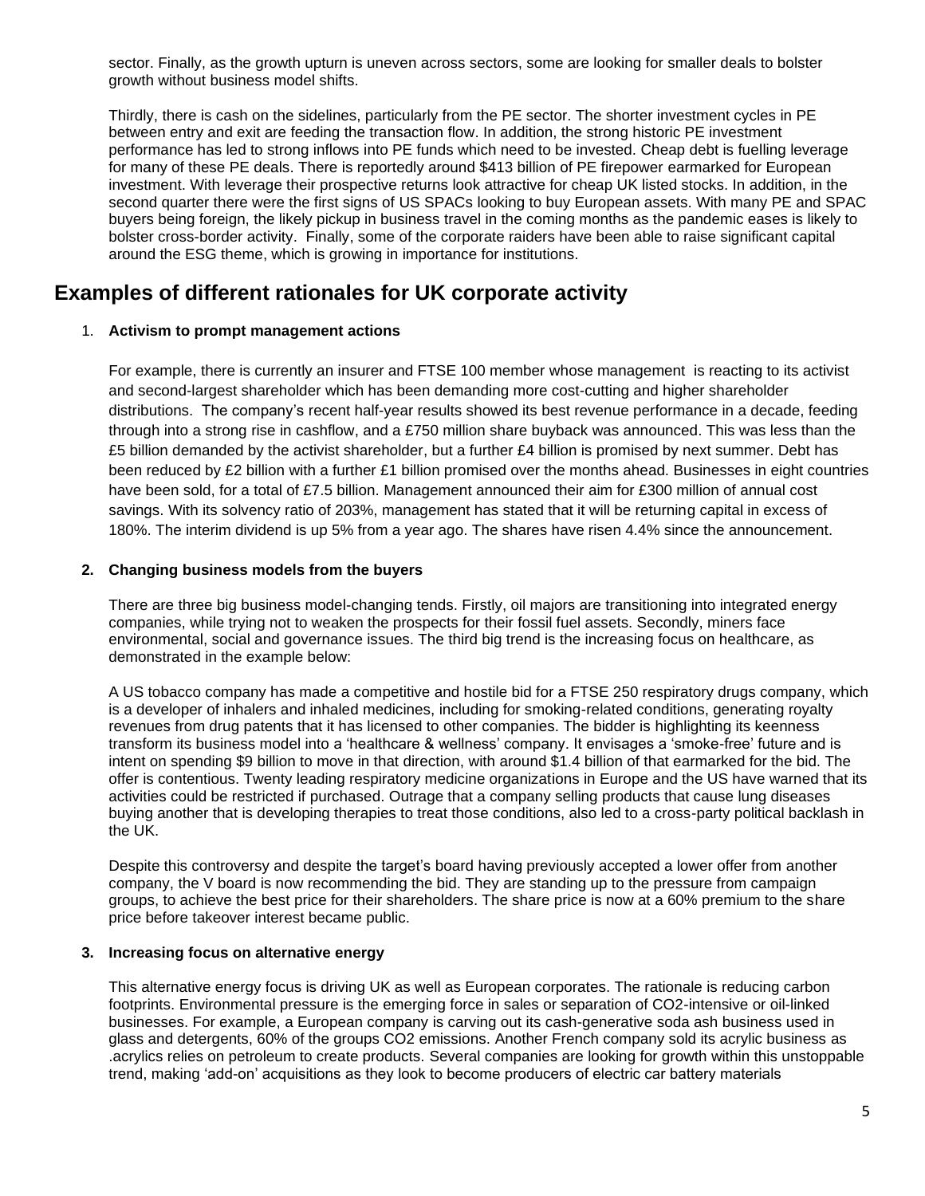sector. Finally, as the growth upturn is uneven across sectors, some are looking for smaller deals to bolster growth without business model shifts.

Thirdly, there is cash on the sidelines, particularly from the PE sector. The shorter investment cycles in PE between entry and exit are feeding the transaction flow. In addition, the strong historic PE investment performance has led to strong inflows into PE funds which need to be invested. Cheap debt is fuelling leverage for many of these PE deals. There is reportedly around $413 billion of PE firepower earmarked for European investment. With leverage their prospective returns look attractive for cheap UK listed stocks. In addition, in the second quarter there were the first signs of US SPACs looking to buy European assets. With many PE and SPAC buyers being foreign, the likely pickup in business travel in the coming months as the pandemic eases is likely to bolster cross-border activity. Finally, some of the corporate raiders have been able to raise significant capital around the ESG theme, which is growing in importance for institutions.

## Examples of different rationales for UK corporate activity

1. **Activism to prompt management actions**

For example, there is currently an insurer and FTSE 100 member whose management is reacting to its activist and second-largest shareholder which has been demanding more cost-cutting and higher shareholder distributions. The company's recent half-year results showed its best revenue performance in a decade, feeding through into a strong rise in cashflow, and a £750 million share buyback was announced. This was less than the £5 billion demanded by the activist shareholder, but a further £4 billion is promised by next summer. Debt has been reduced by £2 billion with a further £1 billion promised over the months ahead. Businesses in eight countries have been sold, for a total of £7.5 billion. Management announced their aim for £300 million of annual cost savings. With its solvency ratio of 203%, management has stated that it will be returning capital in excess of 180%. The interim dividend is up 5% from a year ago. The shares have risen 4.4% since the announcement.

2. **Changing business models from the buyers**

There are three big business model-changing tends. Firstly, oil majors are transitioning into integrated energy companies, while trying not to weaken the prospects for their fossil fuel assets. Secondly, miners face environmental, social and governance issues. The third big trend is the increasing focus on healthcare, as demonstrated in the example below:

A US tobacco company has made a competitive and hostile bid for a FTSE 250 respiratory drugs company, which is a developer of inhalers and inhaled medicines, including for smoking-related conditions, generating royalty revenues from drug patents that it has licensed to other companies. The bidder is highlighting its keenness transform its business model into a 'healthcare & wellness' company. It envisages a 'smoke-free' future and is intent on spending $9 billion to move in that direction, with around $1.4 billion of that earmarked for the bid. The offer is contentious. Twenty leading respiratory medicine organizations in Europe and the US have warned that its activities could be restricted if purchased. Outrage that a company selling products that cause lung diseases buying another that is developing therapies to treat those conditions, also led to a cross-party political backlash in the UK.

Despite this controversy and despite the target's board having previously accepted a lower offer from another company, the V board is now recommending the bid. They are standing up to the pressure from campaign groups, to achieve the best price for their shareholders. The share price is now at a 60% premium to the share price before takeover interest became public.

3. **Increasing focus on alternative energy**

This alternative energy focus is driving UK as well as European corporates. The rationale is reducing carbon footprints. Environmental pressure is the emerging force in sales or separation of CO2-intensive or oil-linked businesses. For example, a European company is carving out its cash-generative soda ash business used in glass and detergents, 60% of the groups CO2 emissions. Another French company sold its acrylic business as .acrylics relies on petroleum to create products. Several companies are looking for growth within this unstoppable trend, making 'add-on' acquisitions as they look to become producers of electric car battery materials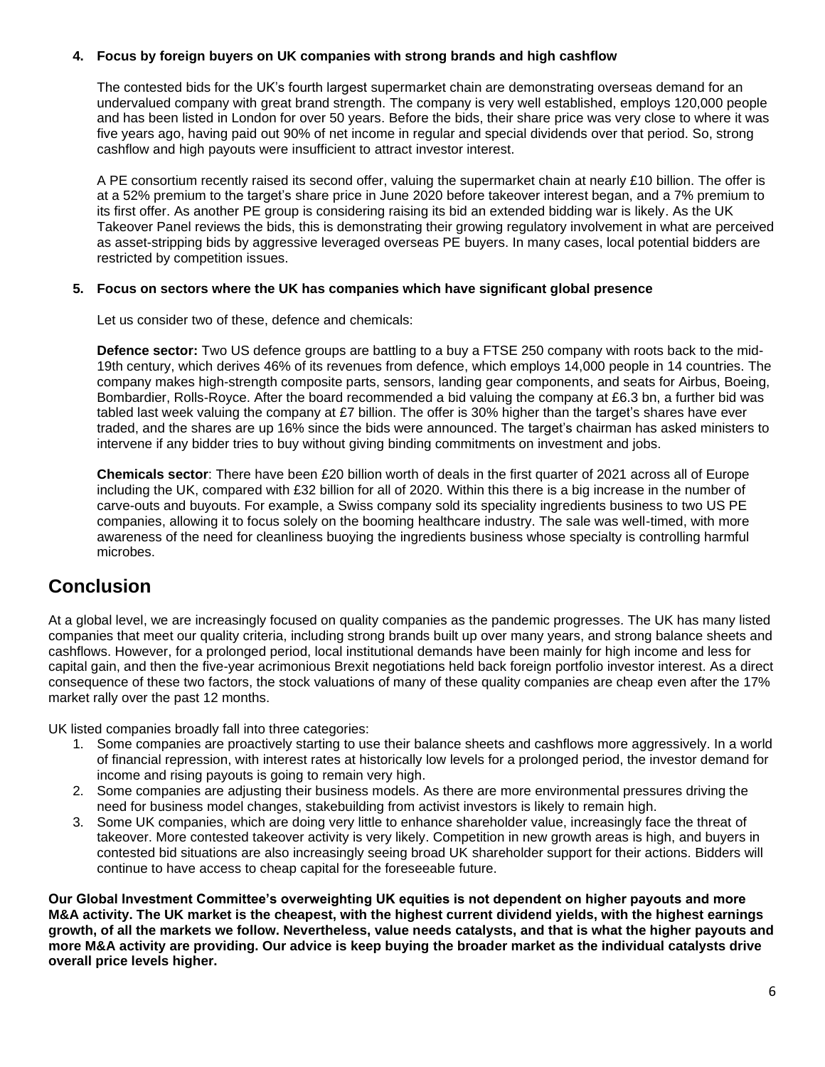**4. Focus by foreign buyers on UK companies with strong brands and high cashflow**

The contested bids for the UK's fourth largest supermarket chain are demonstrating overseas demand for an undervalued company with great brand strength. The company is very well established, employs 120,000 people and has been listed in London for over 50 years. Before the bids, their share price was very close to where it was five years ago, having paid out 90% of net income in regular and special dividends over that period. So, strong cashflow and high payouts were insufficient to attract investor interest.

A PE consortium recently raised its second offer, valuing the supermarket chain at nearly £10 billion. The offer is at a 52% premium to the target's share price in June 2020 before takeover interest began, and a 7% premium to its first offer. As another PE group is considering raising its bid an extended bidding war is likely. As the UK Takeover Panel reviews the bids, this is demonstrating their growing regulatory involvement in what are perceived as asset-stripping bids by aggressive leveraged overseas PE buyers. In many cases, local potential bidders are restricted by competition issues.

**5. Focus on sectors where the UK has companies which have significant global presence**

Let us consider two of these, defence and chemicals:

**Defence sector:** Two US defence groups are battling to a buy a FTSE 250 company with roots back to the mid-19th century, which derives 46% of its revenues from defence, which employs 14,000 people in 14 countries. The company makes high-strength composite parts, sensors, landing gear components, and seats for Airbus, Boeing, Bombardier, Rolls-Royce. After the board recommended a bid valuing the company at £6.3 bn, a further bid was tabled last week valuing the company at £7 billion. The offer is 30% higher than the target's shares have ever traded, and the shares are up 16% since the bids were announced. The target's chairman has asked ministers to intervene if any bidder tries to buy without giving binding commitments on investment and jobs.

**Chemicals sector**: There have been £20 billion worth of deals in the first quarter of 2021 across all of Europe including the UK, compared with £32 billion for all of 2020. Within this there is a big increase in the number of carve-outs and buyouts. For example, a Swiss company sold its speciality ingredients business to two US PE companies, allowing it to focus solely on the booming healthcare industry. The sale was well-timed, with more awareness of the need for cleanliness buoying the ingredients business whose specialty is controlling harmful microbes.

# Conclusion

At a global level, we are increasingly focused on quality companies as the pandemic progresses. The UK has many listed companies that meet our quality criteria, including strong brands built up over many years, and strong balance sheets and cashflows. However, for a prolonged period, local institutional demands have been mainly for high income and less for capital gain, and then the five-year acrimonious Brexit negotiations held back foreign portfolio investor interest. As a direct consequence of these two factors, the stock valuations of many of these quality companies are cheap even after the 17% market rally over the past 12 months.

UK listed companies broadly fall into three categories:

1. Some companies are proactively starting to use their balance sheets and cashflows more aggressively. In a world of financial repression, with interest rates at historically low levels for a prolonged period, the investor demand for income and rising payouts is going to remain very high.
2. Some companies are adjusting their business models. As there are more environmental pressures driving the need for business model changes, stakebuilding from activist investors is likely to remain high.
3. Some UK companies, which are doing very little to enhance shareholder value, increasingly face the threat of takeover. More contested takeover activity is very likely. Competition in new growth areas is high, and buyers in contested bid situations are also increasingly seeing broad UK shareholder support for their actions. Bidders will continue to have access to cheap capital for the foreseeable future.

**Our Global Investment Committee's overweighting UK equities is not dependent on higher payouts and more M&A activity. The UK market is the cheapest, with the highest current dividend yields, with the highest earnings growth, of all the markets we follow. Nevertheless, value needs catalysts, and that is what the higher payouts and more M&A activity are providing. Our advice is keep buying the broader market as the individual catalysts drive overall price levels higher.**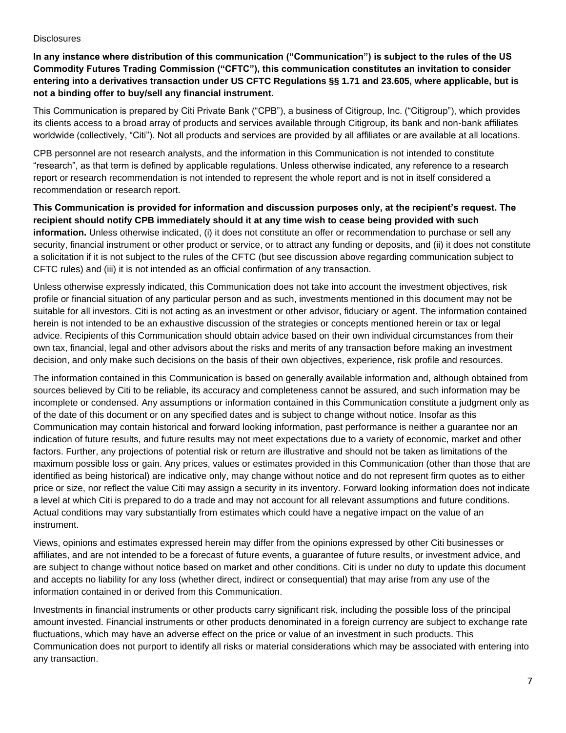Disclosures

**In any instance where distribution of this communication ("Communication") is subject to the rules of the US Commodity Futures Trading Commission ("CFTC"), this communication constitutes an invitation to consider entering into a derivatives transaction under US CFTC Regulations §§ 1.71 and 23.605, where applicable, but is not a binding offer to buy/sell any financial instrument.**

This Communication is prepared by Citi Private Bank ("CPB"), a business of Citigroup, Inc. ("Citigroup"), which provides its clients access to a broad array of products and services available through Citigroup, its bank and non-bank affiliates worldwide (collectively, "Citi"). Not all products and services are provided by all affiliates or are available at all locations.

CPB personnel are not research analysts, and the information in this Communication is not intended to constitute "research", as that term is defined by applicable regulations. Unless otherwise indicated, any reference to a research report or research recommendation is not intended to represent the whole report and is not in itself considered a recommendation or research report.

**This Communication is provided for information and discussion purposes only, at the recipient's request. The recipient should notify CPB immediately should it at any time wish to cease being provided with such information.** Unless otherwise indicated, (i) it does not constitute an offer or recommendation to purchase or sell any security, financial instrument or other product or service, or to attract any funding or deposits, and (ii) it does not constitute a solicitation if it is not subject to the rules of the CFTC (but see discussion above regarding communication subject to CFTC rules) and (iii) it is not intended as an official confirmation of any transaction.

Unless otherwise expressly indicated, this Communication does not take into account the investment objectives, risk profile or financial situation of any particular person and as such, investments mentioned in this document may not be suitable for all investors. Citi is not acting as an investment or other advisor, fiduciary or agent. The information contained herein is not intended to be an exhaustive discussion of the strategies or concepts mentioned herein or tax or legal advice. Recipients of this Communication should obtain advice based on their own individual circumstances from their own tax, financial, legal and other advisors about the risks and merits of any transaction before making an investment decision, and only make such decisions on the basis of their own objectives, experience, risk profile and resources.

The information contained in this Communication is based on generally available information and, although obtained from sources believed by Citi to be reliable, its accuracy and completeness cannot be assured, and such information may be incomplete or condensed. Any assumptions or information contained in this Communication constitute a judgment only as of the date of this document or on any specified dates and is subject to change without notice. Insofar as this Communication may contain historical and forward looking information, past performance is neither a guarantee nor an indication of future results, and future results may not meet expectations due to a variety of economic, market and other factors. Further, any projections of potential risk or return are illustrative and should not be taken as limitations of the maximum possible loss or gain. Any prices, values or estimates provided in this Communication (other than those that are identified as being historical) are indicative only, may change without notice and do not represent firm quotes as to either price or size, nor reflect the value Citi may assign a security in its inventory. Forward looking information does not indicate a level at which Citi is prepared to do a trade and may not account for all relevant assumptions and future conditions. Actual conditions may vary substantially from estimates which could have a negative impact on the value of an instrument.

Views, opinions and estimates expressed herein may differ from the opinions expressed by other Citi businesses or affiliates, and are not intended to be a forecast of future events, a guarantee of future results, or investment advice, and are subject to change without notice based on market and other conditions. Citi is under no duty to update this document and accepts no liability for any loss (whether direct, indirect or consequential) that may arise from any use of the information contained in or derived from this Communication.

Investments in financial instruments or other products carry significant risk, including the possible loss of the principal amount invested. Financial instruments or other products denominated in a foreign currency are subject to exchange rate fluctuations, which may have an adverse effect on the price or value of an investment in such products. This Communication does not purport to identify all risks or material considerations which may be associated with entering into any transaction.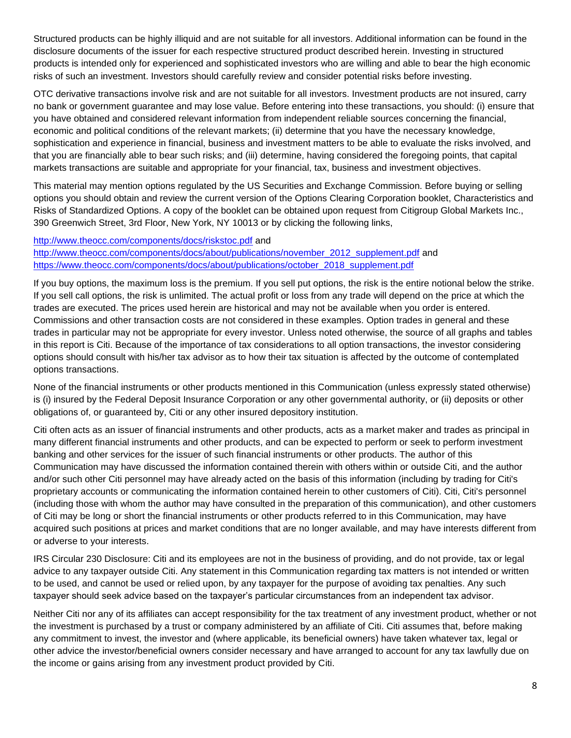Structured products can be highly illiquid and are not suitable for all investors. Additional information can be found in the disclosure documents of the issuer for each respective structured product described herein. Investing in structured products is intended only for experienced and sophisticated investors who are willing and able to bear the high economic risks of such an investment. Investors should carefully review and consider potential risks before investing.

OTC derivative transactions involve risk and are not suitable for all investors. Investment products are not insured, carry no bank or government guarantee and may lose value. Before entering into these transactions, you should: (i) ensure that you have obtained and considered relevant information from independent reliable sources concerning the financial, economic and political conditions of the relevant markets; (ii) determine that you have the necessary knowledge, sophistication and experience in financial, business and investment matters to be able to evaluate the risks involved, and that you are financially able to bear such risks; and (iii) determine, having considered the foregoing points, that capital markets transactions are suitable and appropriate for your financial, tax, business and investment objectives.

This material may mention options regulated by the US Securities and Exchange Commission. Before buying or selling options you should obtain and review the current version of the Options Clearing Corporation booklet, Characteristics and Risks of Standardized Options. A copy of the booklet can be obtained upon request from Citigroup Global Markets Inc., 390 Greenwich Street, 3rd Floor, New York, NY 10013 or by clicking the following links,

[http://www.theocc.com/components/docs/riskstoc.pdf](http://www.theocc.com/components/docs/riskstoc.pdf) and
[http://www.theocc.com/components/docs/about/publications/november_2012_supplement.pdf](http://www.theocc.com/components/docs/about/publications/november_2012_supplement.pdf) and
[https://www.theocc.com/components/docs/about/publications/october_2018_supplement.pdf](https://www.theocc.com/components/docs/about/publications/october_2018_supplement.pdf)

If you buy options, the maximum loss is the premium. If you sell put options, the risk is the entire notional below the strike. If you sell call options, the risk is unlimited. The actual profit or loss from any trade will depend on the price at which the trades are executed. The prices used herein are historical and may not be available when you order is entered. Commissions and other transaction costs are not considered in these examples. Option trades in general and these trades in particular may not be appropriate for every investor. Unless noted otherwise, the source of all graphs and tables in this report is Citi. Because of the importance of tax considerations to all option transactions, the investor considering options should consult with his/her tax advisor as to how their tax situation is affected by the outcome of contemplated options transactions.

None of the financial instruments or other products mentioned in this Communication (unless expressly stated otherwise) is (i) insured by the Federal Deposit Insurance Corporation or any other governmental authority, or (ii) deposits or other obligations of, or guaranteed by, Citi or any other insured depository institution.

Citi often acts as an issuer of financial instruments and other products, acts as a market maker and trades as principal in many different financial instruments and other products, and can be expected to perform or seek to perform investment banking and other services for the issuer of such financial instruments or other products. The author of this Communication may have discussed the information contained therein with others within or outside Citi, and the author and/or such other Citi personnel may have already acted on the basis of this information (including by trading for Citi's proprietary accounts or communicating the information contained herein to other customers of Citi). Citi, Citi's personnel (including those with whom the author may have consulted in the preparation of this communication), and other customers of Citi may be long or short the financial instruments or other products referred to in this Communication, may have acquired such positions at prices and market conditions that are no longer available, and may have interests different from or adverse to your interests.

IRS Circular 230 Disclosure: Citi and its employees are not in the business of providing, and do not provide, tax or legal advice to any taxpayer outside Citi. Any statement in this Communication regarding tax matters is not intended or written to be used, and cannot be used or relied upon, by any taxpayer for the purpose of avoiding tax penalties. Any such taxpayer should seek advice based on the taxpayer's particular circumstances from an independent tax advisor.

Neither Citi nor any of its affiliates can accept responsibility for the tax treatment of any investment product, whether or not the investment is purchased by a trust or company administered by an affiliate of Citi. Citi assumes that, before making any commitment to invest, the investor and (where applicable, its beneficial owners) have taken whatever tax, legal or other advice the investor/beneficial owners consider necessary and have arranged to account for any tax lawfully due on the income or gains arising from any investment product provided by Citi.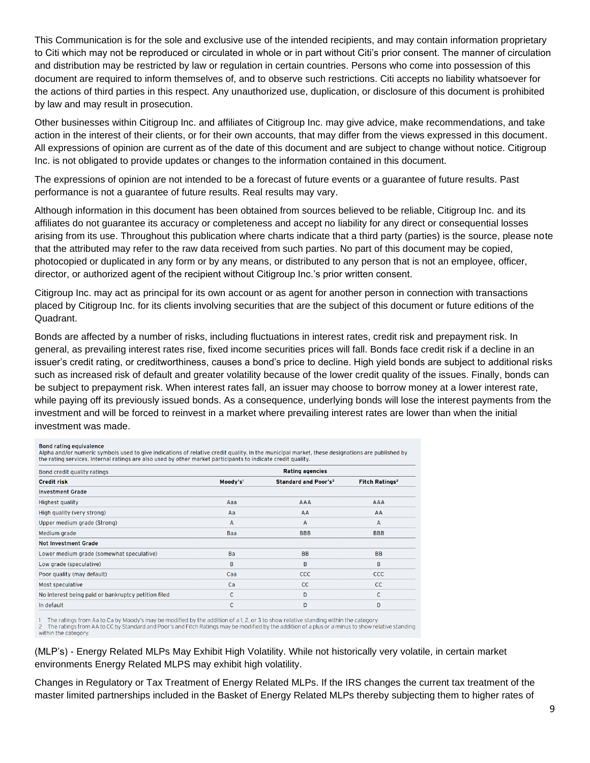This Communication is for the sole and exclusive use of the intended recipients, and may contain information proprietary to Citi which may not be reproduced or circulated in whole or in part without Citi's prior consent. The manner of circulation and distribution may be restricted by law or regulation in certain countries. Persons who come into possession of this document are required to inform themselves of, and to observe such restrictions. Citi accepts no liability whatsoever for the actions of third parties in this respect. Any unauthorized use, duplication, or disclosure of this document is prohibited by law and may result in prosecution.

Other businesses within Citigroup Inc. and affiliates of Citigroup Inc. may give advice, make recommendations, and take action in the interest of their clients, or for their own accounts, that may differ from the views expressed in this document. All expressions of opinion are current as of the date of this document and are subject to change without notice. Citigroup Inc. is not obligated to provide updates or changes to the information contained in this document.

The expressions of opinion are not intended to be a forecast of future events or a guarantee of future results. Past performance is not a guarantee of future results. Real results may vary.

Although information in this document has been obtained from sources believed to be reliable, Citigroup Inc. and its affiliates do not guarantee its accuracy or completeness and accept no liability for any direct or consequential losses arising from its use. Throughout this publication where charts indicate that a third party (parties) is the source, please note that the attributed may refer to the raw data received from such parties. No part of this document may be copied, photocopied or duplicated in any form or by any means, or distributed to any person that is not an employee, officer, director, or authorized agent of the recipient without Citigroup Inc.'s prior written consent.

Citigroup Inc. may act as principal for its own account or as agent for another person in connection with transactions placed by Citigroup Inc. for its clients involving securities that are the subject of this document or future editions of the Quadrant.

Bonds are affected by a number of risks, including fluctuations in interest rates, credit risk and prepayment risk. In general, as prevailing interest rates rise, fixed income securities prices will fall. Bonds face credit risk if a decline in an issuer's credit rating, or creditworthiness, causes a bond's price to decline. High yield bonds are subject to additional risks such as increased risk of default and greater volatility because of the lower credit quality of the issues. Finally, bonds can be subject to prepayment risk. When interest rates fall, an issuer may choose to borrow money at a lower interest rate, while paying off its previously issued bonds. As a consequence, underlying bonds will lose the interest payments from the investment and will be forced to reinvest in a market where prevailing interest rates are lower than when the initial investment was made.

**Bond rating equivalence**
Alpha and/or numeric symbols used to give indications of relative credit quality. In the municipal market, these designations are published by the rating services. Internal ratings are also used by other market participants to indicate credit quality.

| Bond credit quality ratings | Rating agencies | | |
|---|---|---|---|
| **Credit risk** | **Moody's**[1] | **Standard and Poor's**[2] | **Fitch Ratings**[2] |
| **Investment Grade** | | | |
| Highest quality | Aaa | AAA | AAA |
| High quality (very strong) | Aa | AA | AA |
| Upper medium grade (Strong) | A | A | A |
| Medium grade | Baa | BBB | BBB |
| **Not Investment Grade** | | | |
| Lower medium grade (somewhat speculative) | Ba | BB | BB |
| Low grade (speculative) | B | B | B |
| Poor quality (may default) | Caa | CCC | CCC |
| Most speculative | Ca | CC | CC |
| No interest being paid or bankruptcy petition filed | C | D | C |
| In default | C | D | D |

1 The ratings from Aa to Ca by Moody's may be modified by the addition of a 1, 2, or 3 to show relative standing within the category.
2 The ratings from AA to CC by Standard and Poor's and Fitch Ratings may be modified by the addition of a plus or a minus to show relative standing within the category.

(MLP's) - Energy Related MLPs May Exhibit High Volatility. While not historically very volatile, in certain market environments Energy Related MLPS may exhibit high volatility.

Changes in Regulatory or Tax Treatment of Energy Related MLPs. If the IRS changes the current tax treatment of the master limited partnerships included in the Basket of Energy Related MLPs thereby subjecting them to higher rates of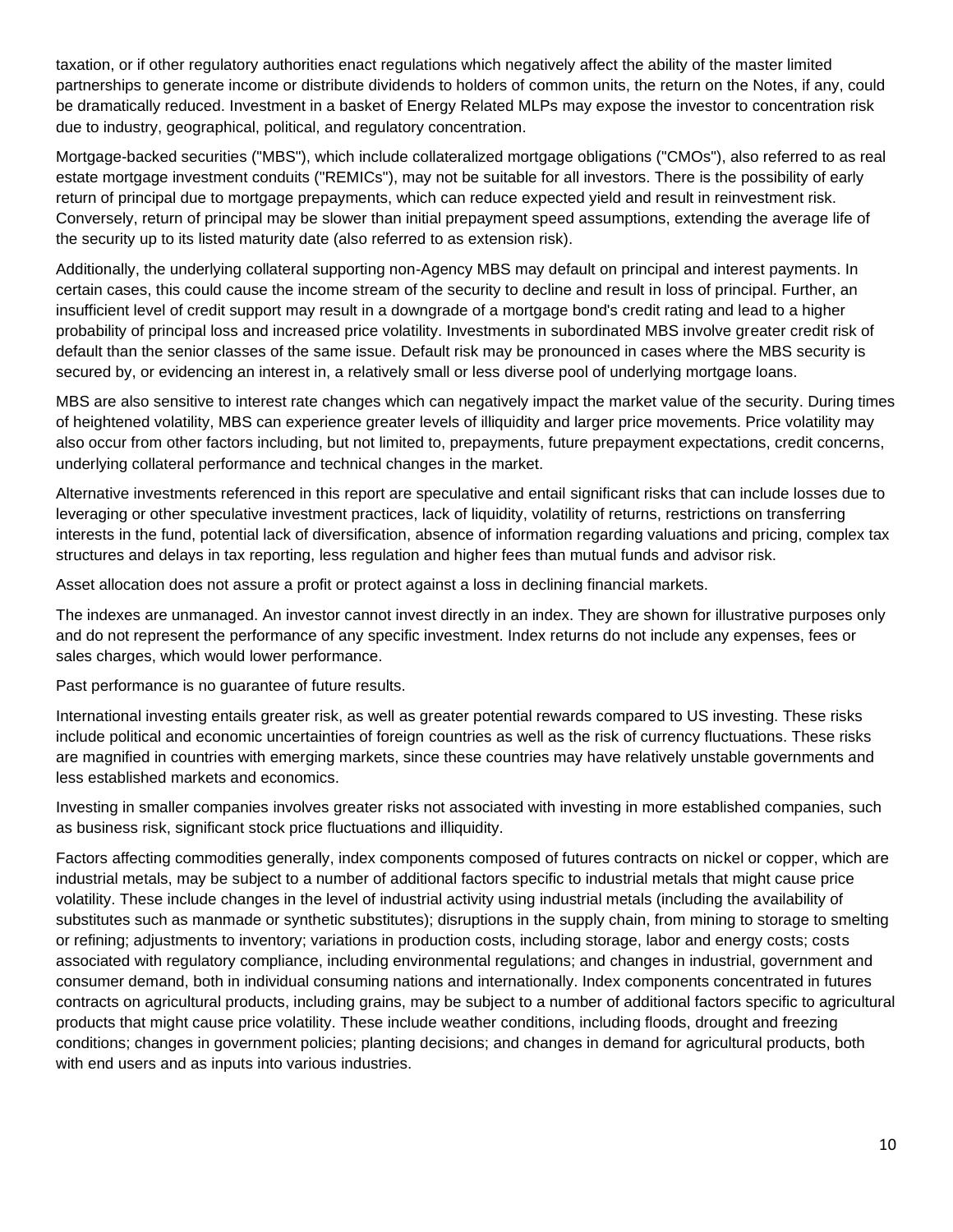taxation, or if other regulatory authorities enact regulations which negatively affect the ability of the master limited partnerships to generate income or distribute dividends to holders of common units, the return on the Notes, if any, could be dramatically reduced. Investment in a basket of Energy Related MLPs may expose the investor to concentration risk due to industry, geographical, political, and regulatory concentration.

Mortgage-backed securities ("MBS"), which include collateralized mortgage obligations ("CMOs"), also referred to as real estate mortgage investment conduits ("REMICs"), may not be suitable for all investors. There is the possibility of early return of principal due to mortgage prepayments, which can reduce expected yield and result in reinvestment risk. Conversely, return of principal may be slower than initial prepayment speed assumptions, extending the average life of the security up to its listed maturity date (also referred to as extension risk).

Additionally, the underlying collateral supporting non-Agency MBS may default on principal and interest payments. In certain cases, this could cause the income stream of the security to decline and result in loss of principal. Further, an insufficient level of credit support may result in a downgrade of a mortgage bond's credit rating and lead to a higher probability of principal loss and increased price volatility. Investments in subordinated MBS involve greater credit risk of default than the senior classes of the same issue. Default risk may be pronounced in cases where the MBS security is secured by, or evidencing an interest in, a relatively small or less diverse pool of underlying mortgage loans.

MBS are also sensitive to interest rate changes which can negatively impact the market value of the security. During times of heightened volatility, MBS can experience greater levels of illiquidity and larger price movements. Price volatility may also occur from other factors including, but not limited to, prepayments, future prepayment expectations, credit concerns, underlying collateral performance and technical changes in the market.

Alternative investments referenced in this report are speculative and entail significant risks that can include losses due to leveraging or other speculative investment practices, lack of liquidity, volatility of returns, restrictions on transferring interests in the fund, potential lack of diversification, absence of information regarding valuations and pricing, complex tax structures and delays in tax reporting, less regulation and higher fees than mutual funds and advisor risk.

Asset allocation does not assure a profit or protect against a loss in declining financial markets.

The indexes are unmanaged. An investor cannot invest directly in an index. They are shown for illustrative purposes only and do not represent the performance of any specific investment. Index returns do not include any expenses, fees or sales charges, which would lower performance.

Past performance is no guarantee of future results.

International investing entails greater risk, as well as greater potential rewards compared to US investing. These risks include political and economic uncertainties of foreign countries as well as the risk of currency fluctuations. These risks are magnified in countries with emerging markets, since these countries may have relatively unstable governments and less established markets and economics.

Investing in smaller companies involves greater risks not associated with investing in more established companies, such as business risk, significant stock price fluctuations and illiquidity.

Factors affecting commodities generally, index components composed of futures contracts on nickel or copper, which are industrial metals, may be subject to a number of additional factors specific to industrial metals that might cause price volatility. These include changes in the level of industrial activity using industrial metals (including the availability of substitutes such as manmade or synthetic substitutes); disruptions in the supply chain, from mining to storage to smelting or refining; adjustments to inventory; variations in production costs, including storage, labor and energy costs; costs associated with regulatory compliance, including environmental regulations; and changes in industrial, government and consumer demand, both in individual consuming nations and internationally. Index components concentrated in futures contracts on agricultural products, including grains, may be subject to a number of additional factors specific to agricultural products that might cause price volatility. These include weather conditions, including floods, drought and freezing conditions; changes in government policies; planting decisions; and changes in demand for agricultural products, both with end users and as inputs into various industries.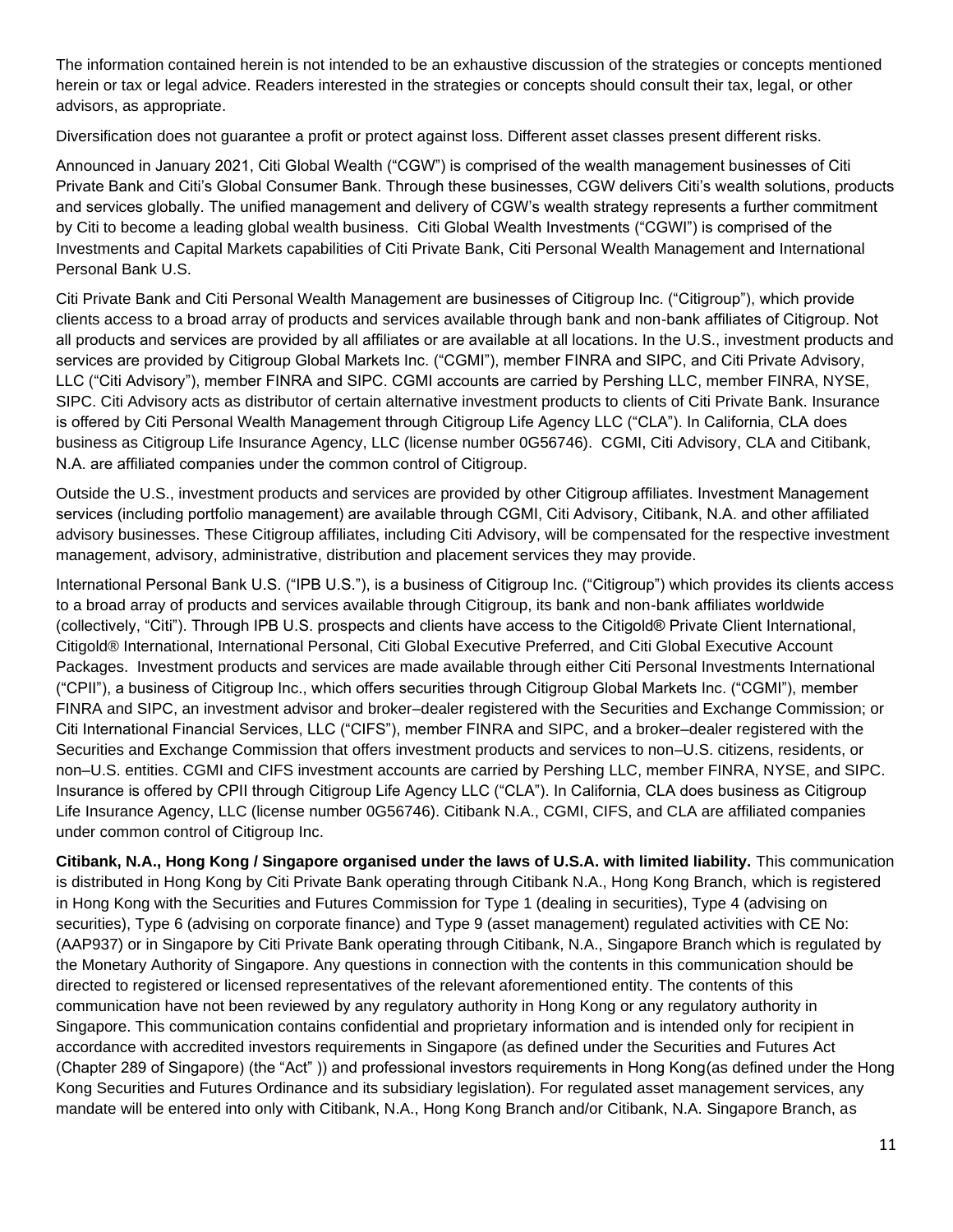The information contained herein is not intended to be an exhaustive discussion of the strategies or concepts mentioned herein or tax or legal advice. Readers interested in the strategies or concepts should consult their tax, legal, or other advisors, as appropriate.

Diversification does not guarantee a profit or protect against loss. Different asset classes present different risks.

Announced in January 2021, Citi Global Wealth ("CGW") is comprised of the wealth management businesses of Citi Private Bank and Citi's Global Consumer Bank. Through these businesses, CGW delivers Citi's wealth solutions, products and services globally. The unified management and delivery of CGW's wealth strategy represents a further commitment by Citi to become a leading global wealth business. Citi Global Wealth Investments ("CGWI") is comprised of the Investments and Capital Markets capabilities of Citi Private Bank, Citi Personal Wealth Management and International Personal Bank U.S.

Citi Private Bank and Citi Personal Wealth Management are businesses of Citigroup Inc. ("Citigroup"), which provide clients access to a broad array of products and services available through bank and non-bank affiliates of Citigroup. Not all products and services are provided by all affiliates or are available at all locations. In the U.S., investment products and services are provided by Citigroup Global Markets Inc. ("CGMI"), member FINRA and SIPC, and Citi Private Advisory, LLC ("Citi Advisory"), member FINRA and SIPC. CGMI accounts are carried by Pershing LLC, member FINRA, NYSE, SIPC. Citi Advisory acts as distributor of certain alternative investment products to clients of Citi Private Bank. Insurance is offered by Citi Personal Wealth Management through Citigroup Life Agency LLC ("CLA"). In California, CLA does business as Citigroup Life Insurance Agency, LLC (license number 0G56746). CGMI, Citi Advisory, CLA and Citibank, N.A. are affiliated companies under the common control of Citigroup.

Outside the U.S., investment products and services are provided by other Citigroup affiliates. Investment Management services (including portfolio management) are available through CGMI, Citi Advisory, Citibank, N.A. and other affiliated advisory businesses. These Citigroup affiliates, including Citi Advisory, will be compensated for the respective investment management, advisory, administrative, distribution and placement services they may provide.

International Personal Bank U.S. ("IPB U.S."), is a business of Citigroup Inc. ("Citigroup") which provides its clients access to a broad array of products and services available through Citigroup, its bank and non-bank affiliates worldwide (collectively, "Citi"). Through IPB U.S. prospects and clients have access to the Citigold® Private Client International, Citigold® International, International Personal, Citi Global Executive Preferred, and Citi Global Executive Account Packages. Investment products and services are made available through either Citi Personal Investments International ("CPII"), a business of Citigroup Inc., which offers securities through Citigroup Global Markets Inc. ("CGMI"), member FINRA and SIPC, an investment advisor and broker–dealer registered with the Securities and Exchange Commission; or Citi International Financial Services, LLC ("CIFS"), member FINRA and SIPC, and a broker–dealer registered with the Securities and Exchange Commission that offers investment products and services to non–U.S. citizens, residents, or non–U.S. entities. CGMI and CIFS investment accounts are carried by Pershing LLC, member FINRA, NYSE, and SIPC. Insurance is offered by CPII through Citigroup Life Agency LLC ("CLA"). In California, CLA does business as Citigroup Life Insurance Agency, LLC (license number 0G56746). Citibank N.A., CGMI, CIFS, and CLA are affiliated companies under common control of Citigroup Inc.

**Citibank, N.A., Hong Kong / Singapore organised under the laws of U.S.A. with limited liability.** This communication is distributed in Hong Kong by Citi Private Bank operating through Citibank N.A., Hong Kong Branch, which is registered in Hong Kong with the Securities and Futures Commission for Type 1 (dealing in securities), Type 4 (advising on securities), Type 6 (advising on corporate finance) and Type 9 (asset management) regulated activities with CE No: (AAP937) or in Singapore by Citi Private Bank operating through Citibank, N.A., Singapore Branch which is regulated by the Monetary Authority of Singapore. Any questions in connection with the contents in this communication should be directed to registered or licensed representatives of the relevant aforementioned entity. The contents of this communication have not been reviewed by any regulatory authority in Hong Kong or any regulatory authority in Singapore. This communication contains confidential and proprietary information and is intended only for recipient in accordance with accredited investors requirements in Singapore (as defined under the Securities and Futures Act (Chapter 289 of Singapore) (the "Act" )) and professional investors requirements in Hong Kong(as defined under the Hong Kong Securities and Futures Ordinance and its subsidiary legislation). For regulated asset management services, any mandate will be entered into only with Citibank, N.A., Hong Kong Branch and/or Citibank, N.A. Singapore Branch, as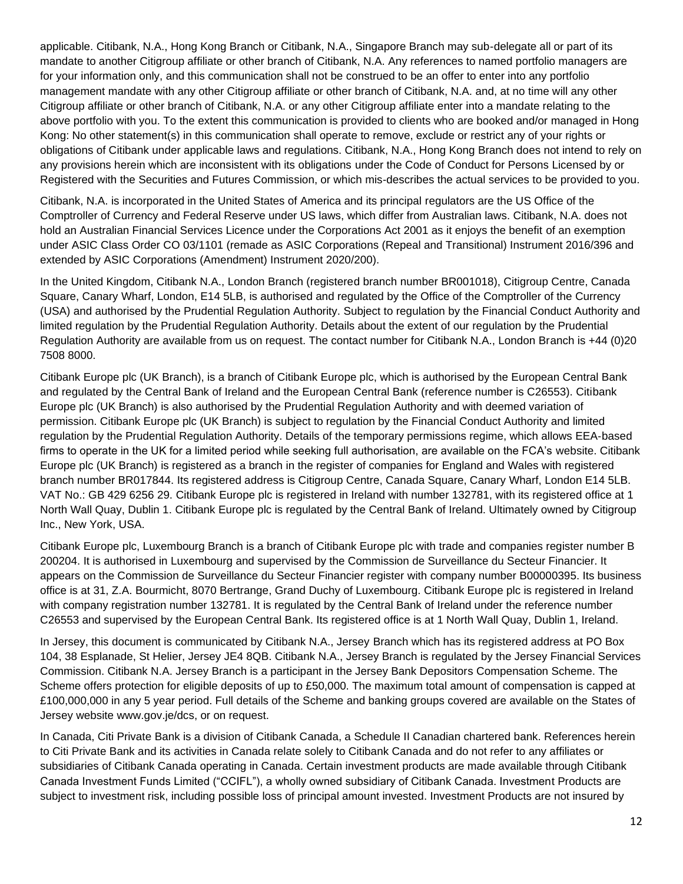applicable. Citibank, N.A., Hong Kong Branch or Citibank, N.A., Singapore Branch may sub-delegate all or part of its mandate to another Citigroup affiliate or other branch of Citibank, N.A. Any references to named portfolio managers are for your information only, and this communication shall not be construed to be an offer to enter into any portfolio management mandate with any other Citigroup affiliate or other branch of Citibank, N.A. and, at no time will any other Citigroup affiliate or other branch of Citibank, N.A. or any other Citigroup affiliate enter into a mandate relating to the above portfolio with you. To the extent this communication is provided to clients who are booked and/or managed in Hong Kong: No other statement(s) in this communication shall operate to remove, exclude or restrict any of your rights or obligations of Citibank under applicable laws and regulations. Citibank, N.A., Hong Kong Branch does not intend to rely on any provisions herein which are inconsistent with its obligations under the Code of Conduct for Persons Licensed by or Registered with the Securities and Futures Commission, or which mis-describes the actual services to be provided to you.

Citibank, N.A. is incorporated in the United States of America and its principal regulators are the US Office of the Comptroller of Currency and Federal Reserve under US laws, which differ from Australian laws. Citibank, N.A. does not hold an Australian Financial Services Licence under the Corporations Act 2001 as it enjoys the benefit of an exemption under ASIC Class Order CO 03/1101 (remade as ASIC Corporations (Repeal and Transitional) Instrument 2016/396 and extended by ASIC Corporations (Amendment) Instrument 2020/200).

In the United Kingdom, Citibank N.A., London Branch (registered branch number BR001018), Citigroup Centre, Canada Square, Canary Wharf, London, E14 5LB, is authorised and regulated by the Office of the Comptroller of the Currency (USA) and authorised by the Prudential Regulation Authority. Subject to regulation by the Financial Conduct Authority and limited regulation by the Prudential Regulation Authority. Details about the extent of our regulation by the Prudential Regulation Authority are available from us on request. The contact number for Citibank N.A., London Branch is +44 (0)20 7508 8000.

Citibank Europe plc (UK Branch), is a branch of Citibank Europe plc, which is authorised by the European Central Bank and regulated by the Central Bank of Ireland and the European Central Bank (reference number is C26553). Citibank Europe plc (UK Branch) is also authorised by the Prudential Regulation Authority and with deemed variation of permission. Citibank Europe plc (UK Branch) is subject to regulation by the Financial Conduct Authority and limited regulation by the Prudential Regulation Authority. Details of the temporary permissions regime, which allows EEA-based firms to operate in the UK for a limited period while seeking full authorisation, are available on the FCA's website. Citibank Europe plc (UK Branch) is registered as a branch in the register of companies for England and Wales with registered branch number BR017844. Its registered address is Citigroup Centre, Canada Square, Canary Wharf, London E14 5LB. VAT No.: GB 429 6256 29. Citibank Europe plc is registered in Ireland with number 132781, with its registered office at 1 North Wall Quay, Dublin 1. Citibank Europe plc is regulated by the Central Bank of Ireland. Ultimately owned by Citigroup Inc., New York, USA.

Citibank Europe plc, Luxembourg Branch is a branch of Citibank Europe plc with trade and companies register number B 200204. It is authorised in Luxembourg and supervised by the Commission de Surveillance du Secteur Financier. It appears on the Commission de Surveillance du Secteur Financier register with company number B00000395. Its business office is at 31, Z.A. Bourmicht, 8070 Bertrange, Grand Duchy of Luxembourg. Citibank Europe plc is registered in Ireland with company registration number 132781. It is regulated by the Central Bank of Ireland under the reference number C26553 and supervised by the European Central Bank. Its registered office is at 1 North Wall Quay, Dublin 1, Ireland.

In Jersey, this document is communicated by Citibank N.A., Jersey Branch which has its registered address at PO Box 104, 38 Esplanade, St Helier, Jersey JE4 8QB. Citibank N.A., Jersey Branch is regulated by the Jersey Financial Services Commission. Citibank N.A. Jersey Branch is a participant in the Jersey Bank Depositors Compensation Scheme. The Scheme offers protection for eligible deposits of up to £50,000. The maximum total amount of compensation is capped at £100,000,000 in any 5 year period. Full details of the Scheme and banking groups covered are available on the States of Jersey website www.gov.je/dcs, or on request.

In Canada, Citi Private Bank is a division of Citibank Canada, a Schedule II Canadian chartered bank. References herein to Citi Private Bank and its activities in Canada relate solely to Citibank Canada and do not refer to any affiliates or subsidiaries of Citibank Canada operating in Canada. Certain investment products are made available through Citibank Canada Investment Funds Limited ("CCIFL"), a wholly owned subsidiary of Citibank Canada. Investment Products are subject to investment risk, including possible loss of principal amount invested. Investment Products are not insured by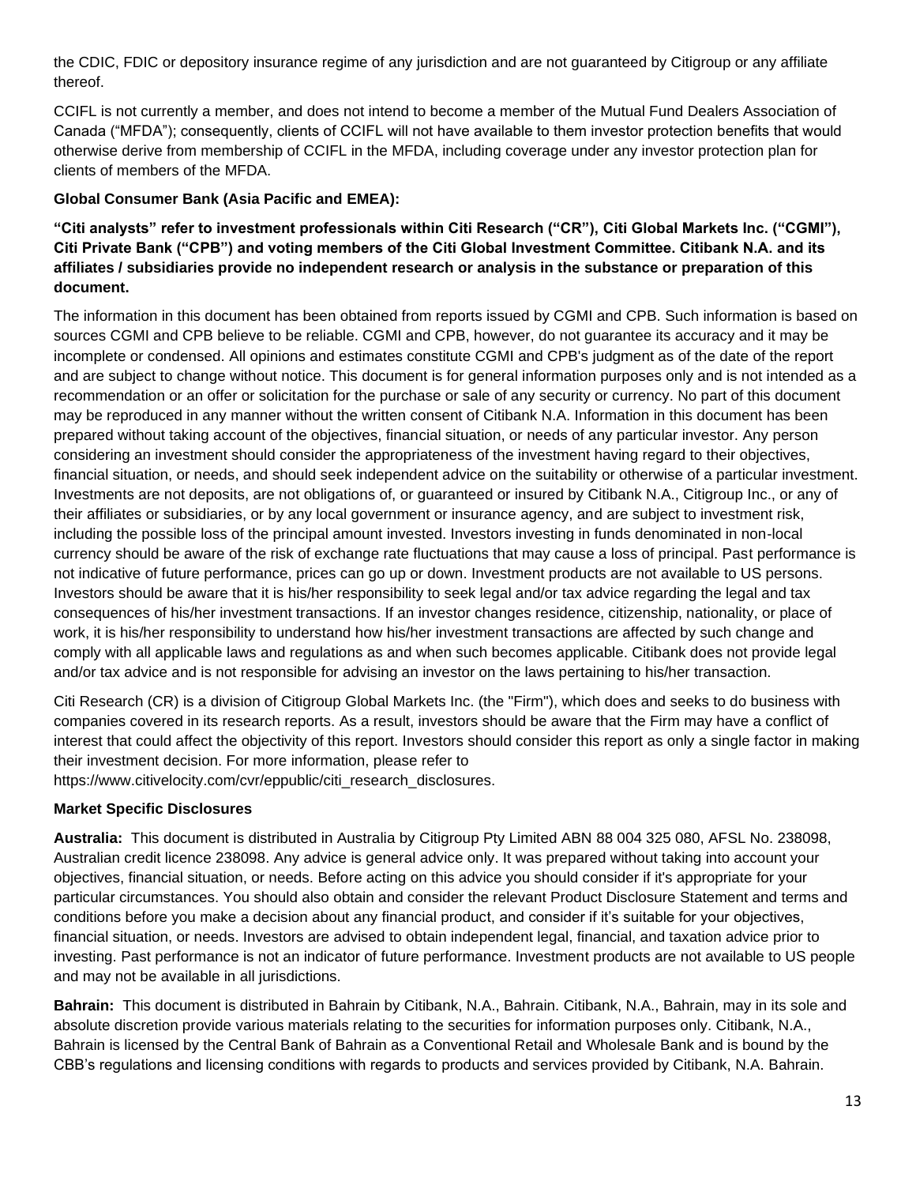the CDIC, FDIC or depository insurance regime of any jurisdiction and are not guaranteed by Citigroup or any affiliate thereof.

CCIFL is not currently a member, and does not intend to become a member of the Mutual Fund Dealers Association of Canada ("MFDA"); consequently, clients of CCIFL will not have available to them investor protection benefits that would otherwise derive from membership of CCIFL in the MFDA, including coverage under any investor protection plan for clients of members of the MFDA.

**Global Consumer Bank (Asia Pacific and EMEA):**

**"Citi analysts" refer to investment professionals within Citi Research ("CR"), Citi Global Markets Inc. ("CGMI"), Citi Private Bank ("CPB") and voting members of the Citi Global Investment Committee. Citibank N.A. and its affiliates / subsidiaries provide no independent research or analysis in the substance or preparation of this document.**

The information in this document has been obtained from reports issued by CGMI and CPB. Such information is based on sources CGMI and CPB believe to be reliable. CGMI and CPB, however, do not guarantee its accuracy and it may be incomplete or condensed. All opinions and estimates constitute CGMI and CPB's judgment as of the date of the report and are subject to change without notice. This document is for general information purposes only and is not intended as a recommendation or an offer or solicitation for the purchase or sale of any security or currency. No part of this document may be reproduced in any manner without the written consent of Citibank N.A. Information in this document has been prepared without taking account of the objectives, financial situation, or needs of any particular investor. Any person considering an investment should consider the appropriateness of the investment having regard to their objectives, financial situation, or needs, and should seek independent advice on the suitability or otherwise of a particular investment. Investments are not deposits, are not obligations of, or guaranteed or insured by Citibank N.A., Citigroup Inc., or any of their affiliates or subsidiaries, or by any local government or insurance agency, and are subject to investment risk, including the possible loss of the principal amount invested. Investors investing in funds denominated in non-local currency should be aware of the risk of exchange rate fluctuations that may cause a loss of principal. Past performance is not indicative of future performance, prices can go up or down. Investment products are not available to US persons. Investors should be aware that it is his/her responsibility to seek legal and/or tax advice regarding the legal and tax consequences of his/her investment transactions. If an investor changes residence, citizenship, nationality, or place of work, it is his/her responsibility to understand how his/her investment transactions are affected by such change and comply with all applicable laws and regulations as and when such becomes applicable. Citibank does not provide legal and/or tax advice and is not responsible for advising an investor on the laws pertaining to his/her transaction.

Citi Research (CR) is a division of Citigroup Global Markets Inc. (the "Firm"), which does and seeks to do business with companies covered in its research reports. As a result, investors should be aware that the Firm may have a conflict of interest that could affect the objectivity of this report. Investors should consider this report as only a single factor in making their investment decision. For more information, please refer to https://www.citivelocity.com/cvr/eppublic/citi_research_disclosures.

**Market Specific Disclosures**

**Australia:** This document is distributed in Australia by Citigroup Pty Limited ABN 88 004 325 080, AFSL No. 238098, Australian credit licence 238098. Any advice is general advice only. It was prepared without taking into account your objectives, financial situation, or needs. Before acting on this advice you should consider if it's appropriate for your particular circumstances. You should also obtain and consider the relevant Product Disclosure Statement and terms and conditions before you make a decision about any financial product, and consider if it's suitable for your objectives, financial situation, or needs. Investors are advised to obtain independent legal, financial, and taxation advice prior to investing. Past performance is not an indicator of future performance. Investment products are not available to US people and may not be available in all jurisdictions.

**Bahrain:** This document is distributed in Bahrain by Citibank, N.A., Bahrain. Citibank, N.A., Bahrain, may in its sole and absolute discretion provide various materials relating to the securities for information purposes only. Citibank, N.A., Bahrain is licensed by the Central Bank of Bahrain as a Conventional Retail and Wholesale Bank and is bound by the CBB's regulations and licensing conditions with regards to products and services provided by Citibank, N.A. Bahrain.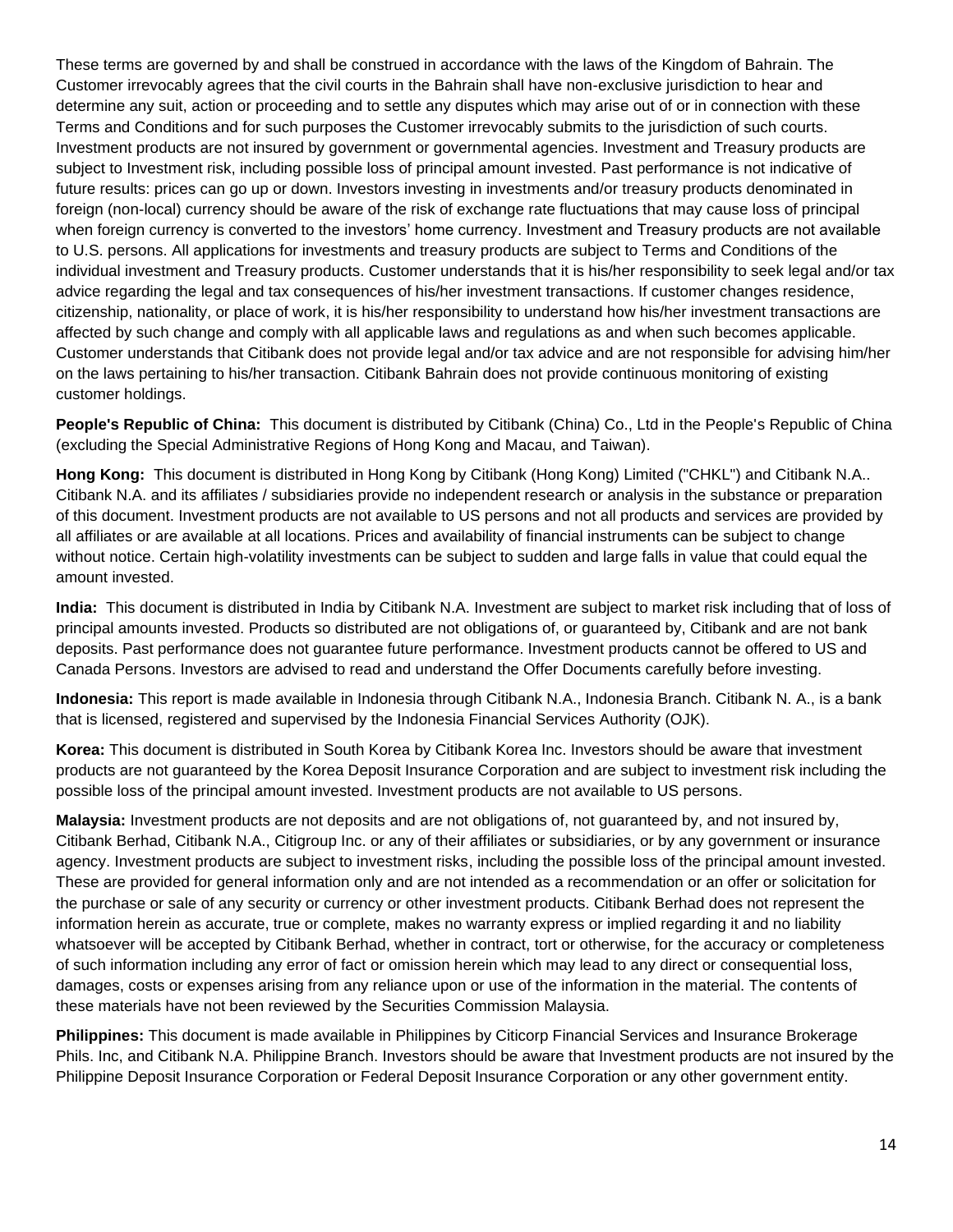These terms are governed by and shall be construed in accordance with the laws of the Kingdom of Bahrain. The Customer irrevocably agrees that the civil courts in the Bahrain shall have non-exclusive jurisdiction to hear and determine any suit, action or proceeding and to settle any disputes which may arise out of or in connection with these Terms and Conditions and for such purposes the Customer irrevocably submits to the jurisdiction of such courts. Investment products are not insured by government or governmental agencies. Investment and Treasury products are subject to Investment risk, including possible loss of principal amount invested. Past performance is not indicative of future results: prices can go up or down. Investors investing in investments and/or treasury products denominated in foreign (non-local) currency should be aware of the risk of exchange rate fluctuations that may cause loss of principal when foreign currency is converted to the investors' home currency. Investment and Treasury products are not available to U.S. persons. All applications for investments and treasury products are subject to Terms and Conditions of the individual investment and Treasury products. Customer understands that it is his/her responsibility to seek legal and/or tax advice regarding the legal and tax consequences of his/her investment transactions. If customer changes residence, citizenship, nationality, or place of work, it is his/her responsibility to understand how his/her investment transactions are affected by such change and comply with all applicable laws and regulations as and when such becomes applicable. Customer understands that Citibank does not provide legal and/or tax advice and are not responsible for advising him/her on the laws pertaining to his/her transaction. Citibank Bahrain does not provide continuous monitoring of existing customer holdings.

**People's Republic of China:** This document is distributed by Citibank (China) Co., Ltd in the People's Republic of China (excluding the Special Administrative Regions of Hong Kong and Macau, and Taiwan).

**Hong Kong:** This document is distributed in Hong Kong by Citibank (Hong Kong) Limited ("CHKL") and Citibank N.A.. Citibank N.A. and its affiliates / subsidiaries provide no independent research or analysis in the substance or preparation of this document. Investment products are not available to US persons and not all products and services are provided by all affiliates or are available at all locations. Prices and availability of financial instruments can be subject to change without notice. Certain high-volatility investments can be subject to sudden and large falls in value that could equal the amount invested.

**India:** This document is distributed in India by Citibank N.A. Investment are subject to market risk including that of loss of principal amounts invested. Products so distributed are not obligations of, or guaranteed by, Citibank and are not bank deposits. Past performance does not guarantee future performance. Investment products cannot be offered to US and Canada Persons. Investors are advised to read and understand the Offer Documents carefully before investing.

**Indonesia:** This report is made available in Indonesia through Citibank N.A., Indonesia Branch. Citibank N. A., is a bank that is licensed, registered and supervised by the Indonesia Financial Services Authority (OJK).

**Korea:** This document is distributed in South Korea by Citibank Korea Inc. Investors should be aware that investment products are not guaranteed by the Korea Deposit Insurance Corporation and are subject to investment risk including the possible loss of the principal amount invested. Investment products are not available to US persons.

**Malaysia:** Investment products are not deposits and are not obligations of, not guaranteed by, and not insured by, Citibank Berhad, Citibank N.A., Citigroup Inc. or any of their affiliates or subsidiaries, or by any government or insurance agency. Investment products are subject to investment risks, including the possible loss of the principal amount invested. These are provided for general information only and are not intended as a recommendation or an offer or solicitation for the purchase or sale of any security or currency or other investment products. Citibank Berhad does not represent the information herein as accurate, true or complete, makes no warranty express or implied regarding it and no liability whatsoever will be accepted by Citibank Berhad, whether in contract, tort or otherwise, for the accuracy or completeness of such information including any error of fact or omission herein which may lead to any direct or consequential loss, damages, costs or expenses arising from any reliance upon or use of the information in the material. The contents of these materials have not been reviewed by the Securities Commission Malaysia.

**Philippines:** This document is made available in Philippines by Citicorp Financial Services and Insurance Brokerage Phils. Inc, and Citibank N.A. Philippine Branch. Investors should be aware that Investment products are not insured by the Philippine Deposit Insurance Corporation or Federal Deposit Insurance Corporation or any other government entity.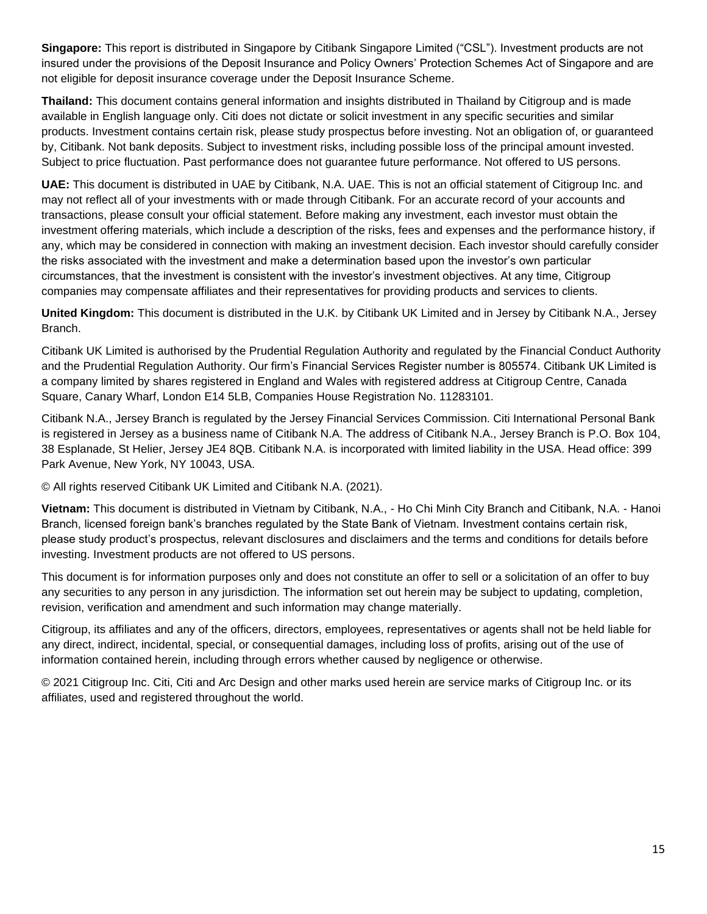**Singapore:** This report is distributed in Singapore by Citibank Singapore Limited ("CSL"). Investment products are not insured under the provisions of the Deposit Insurance and Policy Owners' Protection Schemes Act of Singapore and are not eligible for deposit insurance coverage under the Deposit Insurance Scheme.

**Thailand:** This document contains general information and insights distributed in Thailand by Citigroup and is made available in English language only. Citi does not dictate or solicit investment in any specific securities and similar products. Investment contains certain risk, please study prospectus before investing. Not an obligation of, or guaranteed by, Citibank. Not bank deposits. Subject to investment risks, including possible loss of the principal amount invested. Subject to price fluctuation. Past performance does not guarantee future performance. Not offered to US persons.

**UAE:** This document is distributed in UAE by Citibank, N.A. UAE. This is not an official statement of Citigroup Inc. and may not reflect all of your investments with or made through Citibank. For an accurate record of your accounts and transactions, please consult your official statement. Before making any investment, each investor must obtain the investment offering materials, which include a description of the risks, fees and expenses and the performance history, if any, which may be considered in connection with making an investment decision. Each investor should carefully consider the risks associated with the investment and make a determination based upon the investor's own particular circumstances, that the investment is consistent with the investor's investment objectives. At any time, Citigroup companies may compensate affiliates and their representatives for providing products and services to clients.

**United Kingdom:** This document is distributed in the U.K. by Citibank UK Limited and in Jersey by Citibank N.A., Jersey Branch.

Citibank UK Limited is authorised by the Prudential Regulation Authority and regulated by the Financial Conduct Authority and the Prudential Regulation Authority. Our firm's Financial Services Register number is 805574. Citibank UK Limited is a company limited by shares registered in England and Wales with registered address at Citigroup Centre, Canada Square, Canary Wharf, London E14 5LB, Companies House Registration No. 11283101.

Citibank N.A., Jersey Branch is regulated by the Jersey Financial Services Commission. Citi International Personal Bank is registered in Jersey as a business name of Citibank N.A. The address of Citibank N.A., Jersey Branch is P.O. Box 104, 38 Esplanade, St Helier, Jersey JE4 8QB. Citibank N.A. is incorporated with limited liability in the USA. Head office: 399 Park Avenue, New York, NY 10043, USA.

© All rights reserved Citibank UK Limited and Citibank N.A. (2021).

**Vietnam:** This document is distributed in Vietnam by Citibank, N.A., - Ho Chi Minh City Branch and Citibank, N.A. - Hanoi Branch, licensed foreign bank's branches regulated by the State Bank of Vietnam. Investment contains certain risk, please study product's prospectus, relevant disclosures and disclaimers and the terms and conditions for details before investing. Investment products are not offered to US persons.

This document is for information purposes only and does not constitute an offer to sell or a solicitation of an offer to buy any securities to any person in any jurisdiction. The information set out herein may be subject to updating, completion, revision, verification and amendment and such information may change materially.

Citigroup, its affiliates and any of the officers, directors, employees, representatives or agents shall not be held liable for any direct, indirect, incidental, special, or consequential damages, including loss of profits, arising out of the use of information contained herein, including through errors whether caused by negligence or otherwise.

© 2021 Citigroup Inc. Citi, Citi and Arc Design and other marks used herein are service marks of Citigroup Inc. or its affiliates, used and registered throughout the world.